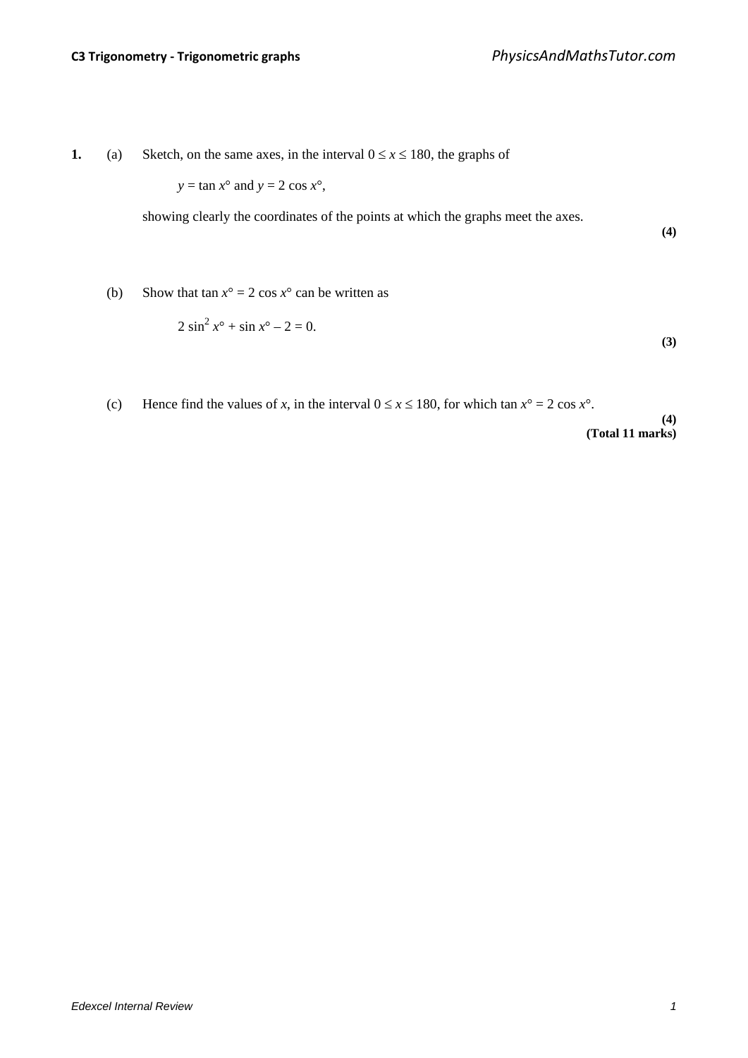1. (a) Sketch, on the same axes, in the interval $0 \le x \le 180$, the graphs of

$$y = \tan x° \text{ and } y = 2 \cos x°,$$

showing clearly the coordinates of the points at which the graphs meet the axes.

**(4)**

(b) Show that $\tan x° = 2 \cos x°$ can be written as

$$2 \sin^2 x° + \sin x° - 2 = 0.$$

**(3)**

(c) Hence find the values of $x$, in the interval $0 \le x \le 180$, for which $\tan x° = 2 \cos x°$.

**(4)**

**(Total 11 marks)**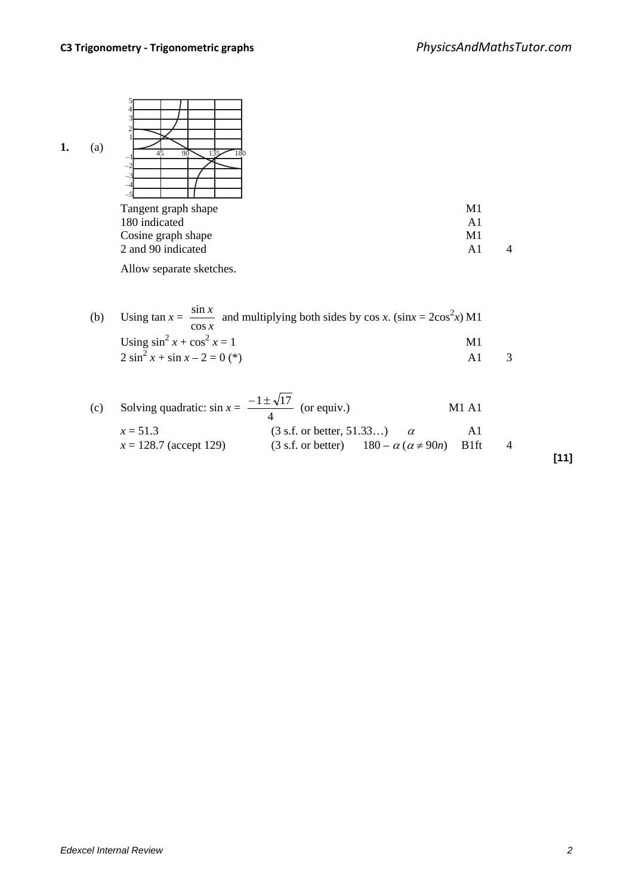**1.** (a)

| | | |
|---|---|---|
| Tangent graph shape | M1 | |
| 180 indicated | A1 | |
| Cosine graph shape | M1 | |
| 2 and 90 indicated | A1 | 4 |

Allow separate sketches.

(b)

| | | |
|---|---|---|
| Using $\tan x = \dfrac{\sin x}{\cos x}$ and multiplying both sides by $\cos x$. ($\sin x = 2\cos^2 x$) | M1 | |
| Using $\sin^2 x + \cos^2 x = 1$ | M1 | |
| $2\sin^2 x + \sin x - 2 = 0$ (*) | A1 | 3 |

(c)

| | | | |
|---|---|---|---|
| Solving quadratic: $\sin x = \dfrac{-1 \pm \sqrt{17}}{4}$ (or equiv.) | | M1 A1 | |
| $x = 51.3$ | (3 s.f. or better, 51.33…) $\alpha$ | A1 | |
| $x = 128.7$ (accept 129) | (3 s.f. or better) $180 - \alpha$ ($\alpha \neq 90n$) | B1ft | 4 |

**[11]**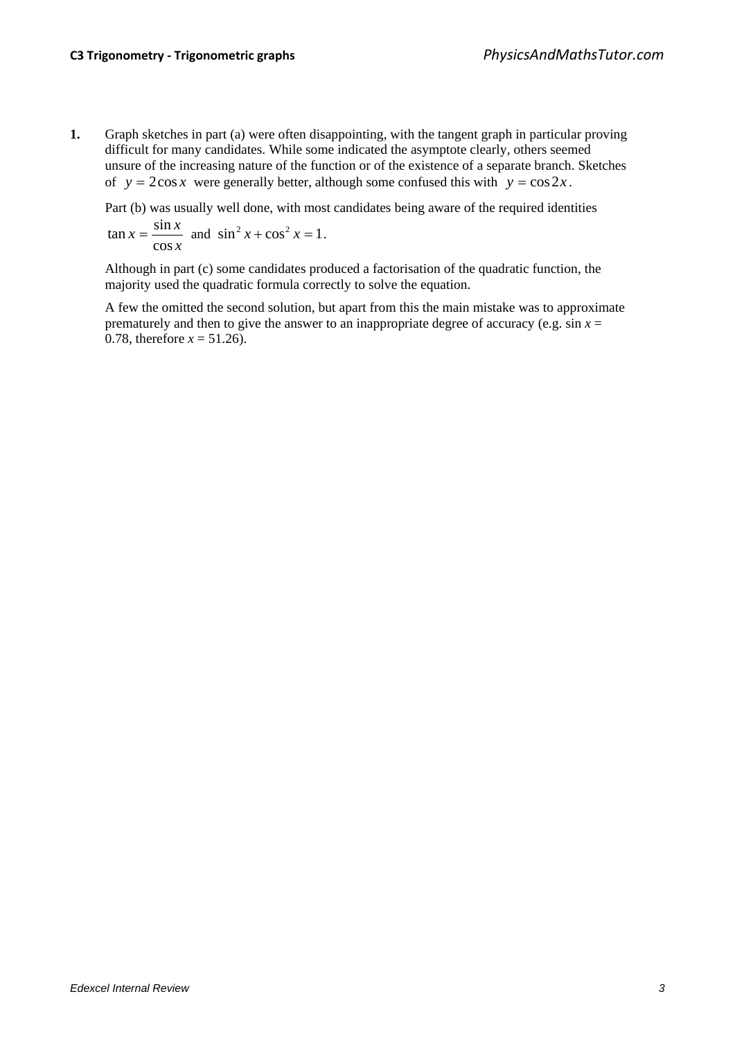**1.** Graph sketches in part (a) were often disappointing, with the tangent graph in particular proving difficult for many candidates. While some indicated the asymptote clearly, others seemed unsure of the increasing nature of the function or of the existence of a separate branch. Sketches of $y = 2\cos x$ were generally better, although some confused this with $y = \cos 2x$.

Part (b) was usually well done, with most candidates being aware of the required identities $\tan x = \dfrac{\sin x}{\cos x}$ and $\sin^2 x + \cos^2 x = 1$.

Although in part (c) some candidates produced a factorisation of the quadratic function, the majority used the quadratic formula correctly to solve the equation.

A few the omitted the second solution, but apart from this the main mistake was to approximate prematurely and then to give the answer to an inappropriate degree of accuracy (e.g. $\sin x = 0.78$, therefore $x = 51.26$).